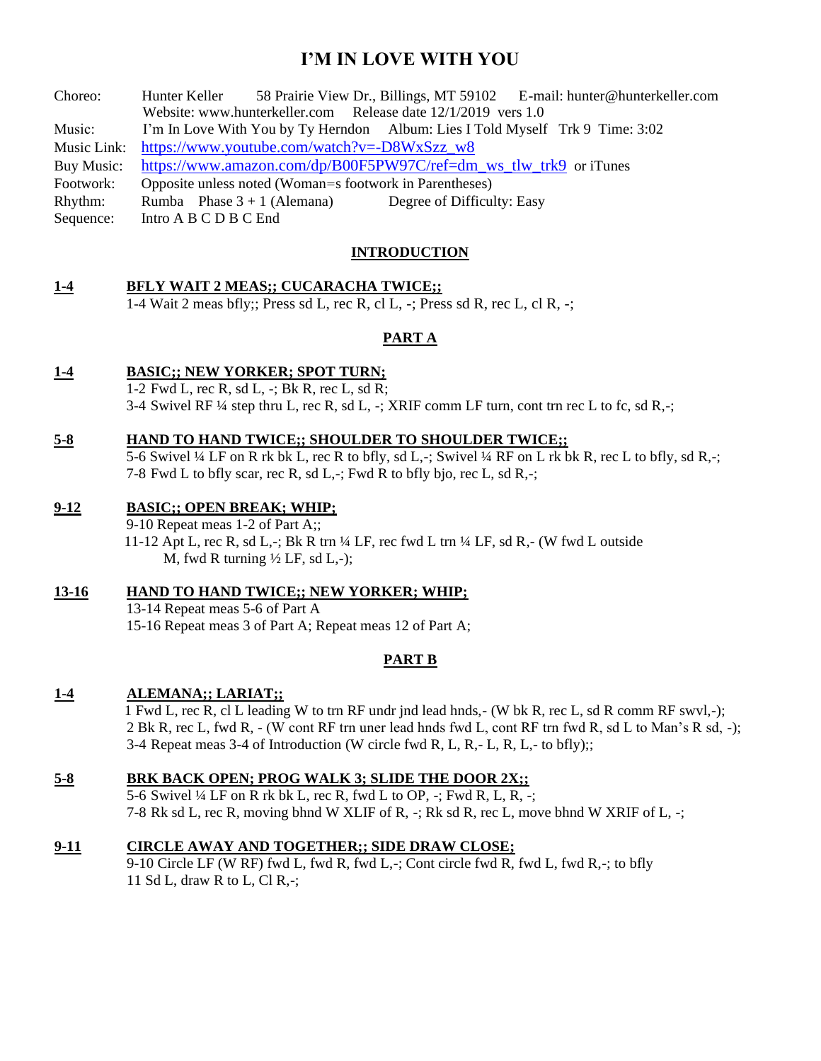# I'M IN LOVE WITH YOU

Choreo: Hunter Keller 58 Prairie View Dr., Billings, MT 59102 E-mail: hunter@hunterkeller.com
Website: www.hunterkeller.com Release date 12/1/2019 vers 1.0
Music: I'm In Love With You by Ty Herndon Album: Lies I Told Myself Trk 9 Time: 3:02
Music Link: https://www.youtube.com/watch?v=-D8WxSzz_w8
Buy Music: https://www.amazon.com/dp/B00F5PW97C/ref=dm_ws_tlw_trk9 or iTunes
Footwork: Opposite unless noted (Woman=s footwork in Parentheses)
Rhythm: Rumba Phase 3 + 1 (Alemana) Degree of Difficulty: Easy
Sequence: Intro A B C D B C End

## INTRODUCTION

**1-4** **BFLY WAIT 2 MEAS;; CUCARACHA TWICE;;**
1-4 Wait 2 meas bfly;; Press sd L, rec R, cl L, -; Press sd R, rec L, cl R, -;

## PART A

**1-4** **BASIC;; NEW YORKER; SPOT TURN;**
1-2 Fwd L, rec R, sd L, -; Bk R, rec L, sd R;
3-4 Swivel RF ¼ step thru L, rec R, sd L, -; XRIF comm LF turn, cont trn rec L to fc, sd R,-;

**5-8** **HAND TO HAND TWICE;; SHOULDER TO SHOULDER TWICE;;**
5-6 Swivel ¼ LF on R rk bk L, rec R to bfly, sd L,-; Swivel ¼ RF on L rk bk R, rec L to bfly, sd R,-;
7-8 Fwd L to bfly scar, rec R, sd L,-; Fwd R to bfly bjo, rec L, sd R,-;

**9-12** **BASIC;; OPEN BREAK; WHIP;**
9-10 Repeat meas 1-2 of Part A;;
11-12 Apt L, rec R, sd L,-; Bk R trn ¼ LF, rec fwd L trn ¼ LF, sd R,- (W fwd L outside M, fwd R turning ½ LF, sd L,-);

**13-16** **HAND TO HAND TWICE;; NEW YORKER; WHIP;**
13-14 Repeat meas 5-6 of Part A
15-16 Repeat meas 3 of Part A; Repeat meas 12 of Part A;

## PART B

**1-4** **ALEMANA;; LARIAT;;**
1 Fwd L, rec R, cl L leading W to trn RF undr jnd lead hnds,- (W bk R, rec L, sd R comm RF swvl,-);
2 Bk R, rec L, fwd R, - (W cont RF trn uner lead hnds fwd L, cont RF trn fwd R, sd L to Man's R sd, -);
3-4 Repeat meas 3-4 of Introduction (W circle fwd R, L, R,- L, R, L,- to bfly);;

**5-8** **BRK BACK OPEN; PROG WALK 3; SLIDE THE DOOR 2X;;**
5-6 Swivel ¼ LF on R rk bk L, rec R, fwd L to OP, -; Fwd R, L, R, -;
7-8 Rk sd L, rec R, moving bhnd W XLIF of R, -; Rk sd R, rec L, move bhnd W XRIF of L, -;

**9-11** **CIRCLE AWAY AND TOGETHER;; SIDE DRAW CLOSE;**
9-10 Circle LF (W RF) fwd L, fwd R, fwd L,-; Cont circle fwd R, fwd L, fwd R,-; to bfly
11 Sd L, draw R to L, Cl R,-;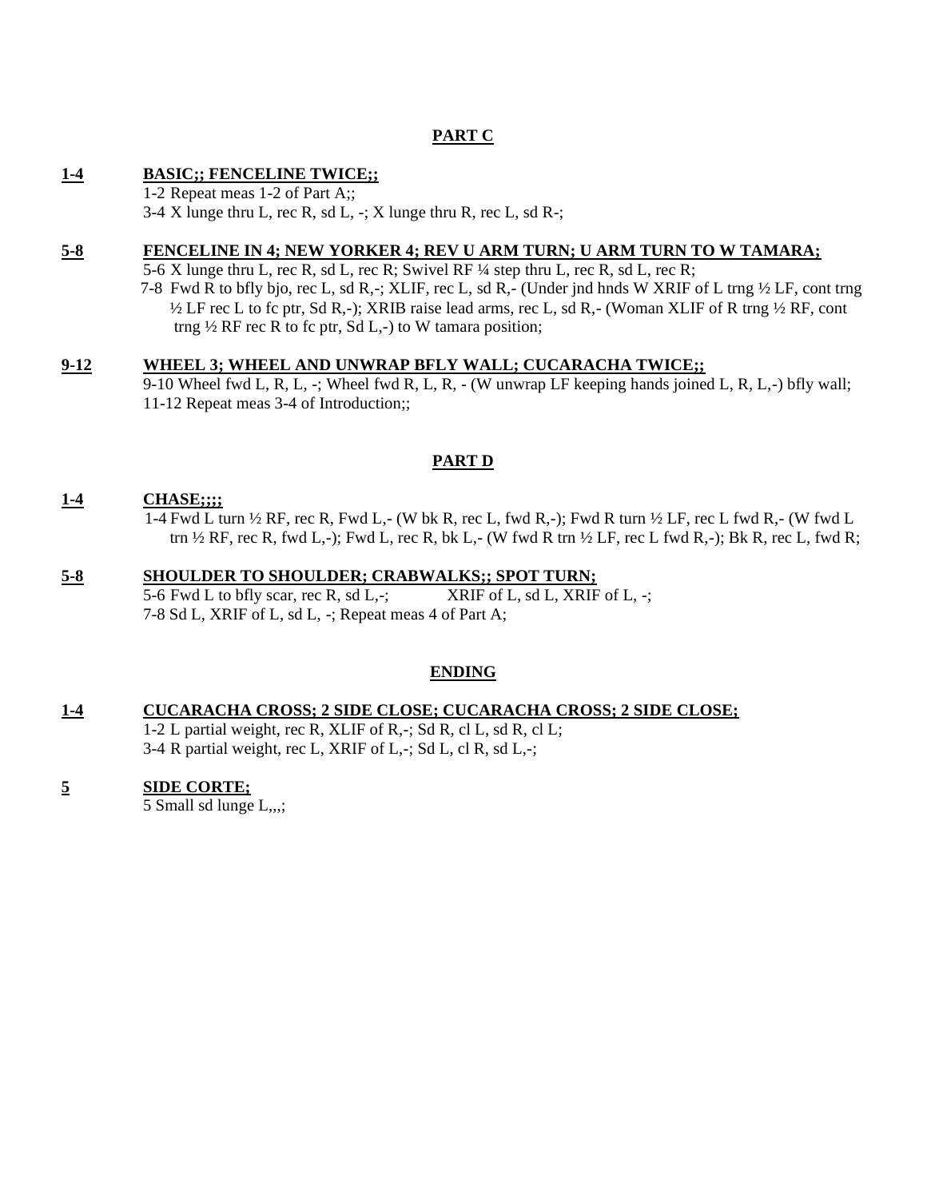## PART C

**1-4** **BASIC;; FENCELINE TWICE;;**

1-2 Repeat meas 1-2 of Part A;;
3-4 X lunge thru L, rec R, sd L, -; X lunge thru R, rec L, sd R-;

**5-8** **FENCELINE IN 4; NEW YORKER 4; REV U ARM TURN; U ARM TURN TO W TAMARA;**

5-6 X lunge thru L, rec R, sd L, rec R; Swivel RF ¼ step thru L, rec R, sd L, rec R;
7-8 Fwd R to bfly bjo, rec L, sd R,-; XLIF, rec L, sd R,- (Under jnd hnds W XRIF of L trng ½ LF, cont trng ½ LF rec L to fc ptr, Sd R,-); XRIB raise lead arms, rec L, sd R,- (Woman XLIF of R trng ½ RF, cont trng ½ RF rec R to fc ptr, Sd L,-) to W tamara position;

**9-12** **WHEEL 3; WHEEL AND UNWRAP BFLY WALL; CUCARACHA TWICE;;**

9-10 Wheel fwd L, R, L, -; Wheel fwd R, L, R, - (W unwrap LF keeping hands joined L, R, L,-) bfly wall;
11-12 Repeat meas 3-4 of Introduction;;

## PART D

**1-4** **CHASE;;;;**

1-4 Fwd L turn ½ RF, rec R, Fwd L,- (W bk R, rec L, fwd R,-); Fwd R turn ½ LF, rec L fwd R,- (W fwd L trn ½ RF, rec R, fwd L,-); Fwd L, rec R, bk L,- (W fwd R trn ½ LF, rec L fwd R,-); Bk R, rec L, fwd R;

**5-8** **SHOULDER TO SHOULDER; CRABWALKS;; SPOT TURN;**

5-6 Fwd L to bfly scar, rec R, sd L,-; XRIF of L, sd L, XRIF of L, -;
7-8 Sd L, XRIF of L, sd L, -; Repeat meas 4 of Part A;

## ENDING

**1-4** **CUCARACHA CROSS; 2 SIDE CLOSE; CUCARACHA CROSS; 2 SIDE CLOSE;**

1-2 L partial weight, rec R, XLIF of R,-; Sd R, cl L, sd R, cl L;
3-4 R partial weight, rec L, XRIF of L,-; Sd L, cl R, sd L,-;

**5** **SIDE CORTE;**

5 Small sd lunge L,,,;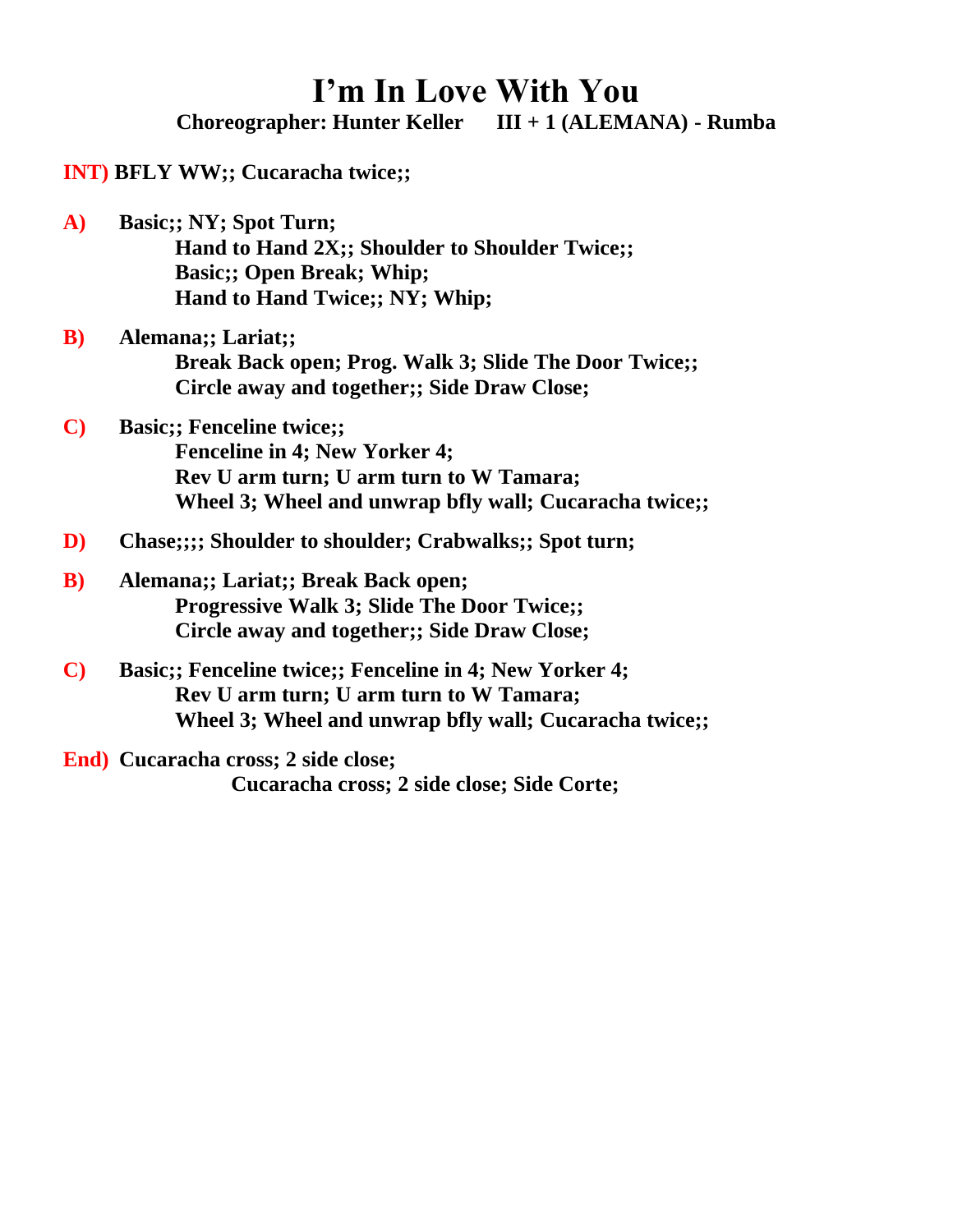# I'm In Love With You

**Choreographer: Hunter Keller      III + 1 (ALEMANA) - Rumba**

**INT) BFLY WW;; Cucaracha twice;;**

**A)** **Basic;; NY; Spot Turn;**
**Hand to Hand 2X;; Shoulder to Shoulder Twice;;**
**Basic;; Open Break; Whip;**
**Hand to Hand Twice;; NY; Whip;**

**B)** **Alemana;; Lariat;;**
**Break Back open; Prog. Walk 3; Slide The Door Twice;;**
**Circle away and together;; Side Draw Close;**

**C)** **Basic;; Fenceline twice;;**
**Fenceline in 4; New Yorker 4;**
**Rev U arm turn; U arm turn to W Tamara;**
**Wheel 3; Wheel and unwrap bfly wall; Cucaracha twice;;**

**D)** **Chase;;;; Shoulder to shoulder; Crabwalks;; Spot turn;**

**B)** **Alemana;; Lariat;; Break Back open;**
**Progressive Walk 3; Slide The Door Twice;;**
**Circle away and together;; Side Draw Close;**

**C)** **Basic;; Fenceline twice;; Fenceline in 4; New Yorker 4;**
**Rev U arm turn; U arm turn to W Tamara;**
**Wheel 3; Wheel and unwrap bfly wall; Cucaracha twice;;**

**End)** **Cucaracha cross; 2 side close;**
**Cucaracha cross; 2 side close; Side Corte;**